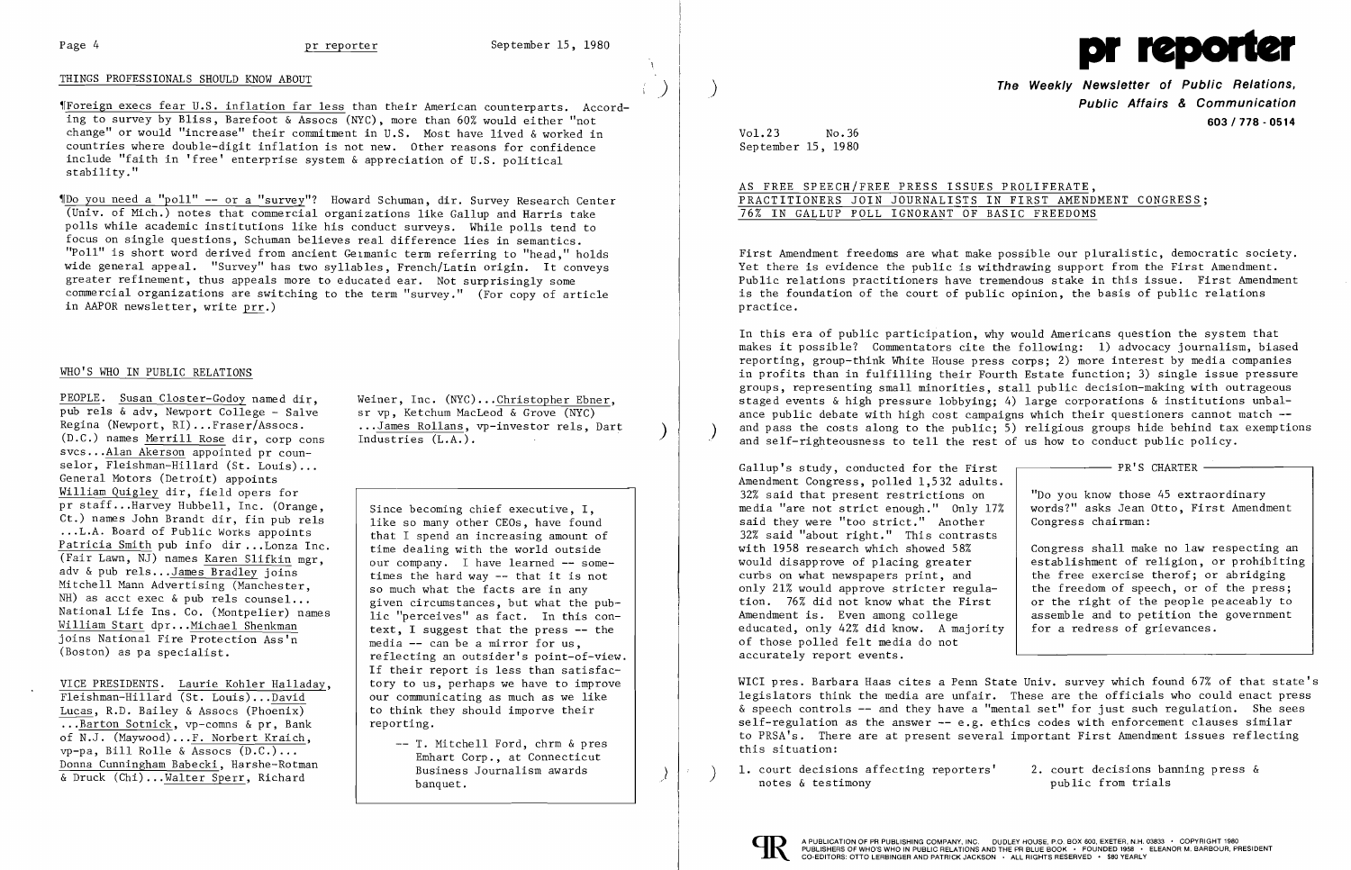## THINGS PROFESSIONALS SHOULD KNOW ABOUT

¶Foreign execs fear U.S. inflation far less than their American counterparts. According to survey by Bliss, Barefoot & Assocs (NYC), more than 60% would either "not change" or would "increase" their commitment in U.S. Most have lived & worked in countries where double-digit inflation is not new. Other reasons for confidence include "faith in 'free' enterprise system & appreciation of U.S. political stability."

¶Do you need a "poll" -- or a "survey"? Howard Schuman, dir. Survey Research Center (Univ. of Mich.) notes that commercial organizations like Gallup and Harris take polls while academic institutions like his conduct surveys. While polls tend to focus on single questions, Schuman believes real difference lies in semantics. "Poll" is short word derived from ancient Germanic term referring to "head," holds wide general appeal. "Survey" has two syllables, French/Latin origin. It conveys greater refinement, thus appeals more to educated ear. Not surprisingly some commercial organizations are switching to the term "survey." (For copy of article in AAPOR newsletter, write prr.)

## WHO'S WHO IN PUBLIC RELATIONS

PEOPLE. Susan Closter-Godoy named dir, pub rels & adv, Newport College - Salve Regina (Newport, RI)...Fraser/Assocs. (D.C.) names Merrill Rose dir, corp cons svcs...Alan Akerson appointed pr counselor, Fleishman-Hillard (St. Louis)... General Motors (Detroit) appoints William Quigley dir, field opers for pr staff...Harvey Hubbell, Inc. (Orange, Ct.) names John Brandt dir, fin pub rels ...L.A. Board of Public Works appoints Patricia Smith pub info dir ...Lonza Inc. (Fair Lawn, NJ) names Karen Slifkin mgr, adv & pub rels...James Bradley joins Mitchell Mann Advertising (Manchester, NH) as acct exec & pub rels counsel... National Life Ins. Co. (Montpelier) names William Start dpr...Michael Shenkman joins National Fire Protection Ass'n (Boston) as pa specialist.

VICE PRESIDENTS. Laurie Kohler Halladay, Fleishman-Hillard (St. Louis)...David Lucas, R.D. Bailey & Assocs (Phoenix) ...Barton Sotnick, vp-comns & pr, Bank of N.J. (Maywood)...F. Norbert Kraich, vp-pa, Bill Rolle & Assocs (D.C.)... Donna Cunningham Babecki, Harshe-Rotman & Druck (Chi)...Walter Sperr, Richard Weiner, Inc. (NYC)...Christopher Ebner, sr vp, Ketchum MacLeod & Grove (NYC) ...James Rollans, vp-investor rels, Dart Industries (L.A.).

> Since becoming chief executive, I, like so many other CEOs, have found that I spend an increasing amount of time dealing with the world outside our company. I have learned -- sometimes the hard way -- that it is not so much what the facts are in any given circumstances, but what the public "perceives" as fact. In this context, I suggest that the press -- the media -- can be a mirror for us, reflecting an outsider's point-of-view. If their report is less than satisfactory to us, perhaps we have to improve our communicating as much as we like to think they should imporve their reporting.
>
> -- T. Mitchell Ford, chrm & pres Emhart Corp., at Connecticut Business Journalism awards banquet.

# pr reporter

**The Weekly Newsletter of Public Relations, Public Affairs & Communication**
**603 / 778 - 0514**

Vol.23 No.36
September 15, 1980

## AS FREE SPEECH/FREE PRESS ISSUES PROLIFERATE, PRACTITIONERS JOIN JOURNALISTS IN FIRST AMENDMENT CONGRESS; 76% IN GALLUP POLL IGNORANT OF BASIC FREEDOMS

First Amendment freedoms are what make possible our pluralistic, democratic society. Yet there is evidence the public is withdrawing support from the First Amendment. Public relations practitioners have tremendous stake in this issue. First Amendment is the foundation of the court of public opinion, the basis of public relations practice.

In this era of public participation, why would Americans question the system that makes it possible? Commentators cite the following: 1) advocacy journalism, biased reporting, group-think White House press corps; 2) more interest by media companies in profits than in fulfilling their Fourth Estate function; 3) single issue pressure groups, representing small minorities, stall public decision-making with outrageous staged events & high pressure lobbying; 4) large corporations & institutions unbalance public debate with high cost campaigns which their questioners cannot match -- and pass the costs along to the public; 5) religious groups hide behind tax exemptions and self-righteousness to tell the rest of us how to conduct public policy.

Gallup's study, conducted for the First Amendment Congress, polled 1,532 adults. 32% said that present restrictions on media "are not strict enough." Only 17% said they were "too strict." Another 32% said "about right." This contrasts with 1958 research which showed 58% would disapprove of placing greater curbs on what newspapers print, and only 21% would approve stricter regulation. 76% did not know what the First Amendment is. Even among college educated, only 42% did know. A majority of those polled felt media do not accurately report events.

> **PR'S CHARTER**
>
> "Do you know those 45 extraordinary words?" asks Jean Otto, First Amendment Congress chairman:
>
> Congress shall make no law respecting an establishment of religion, or prohibiting the free exercise therof; or abridging the freedom of speech, or of the press; or the right of the people peaceably to assemble and to petition the government for a redress of grievances.

WICI pres. Barbara Haas cites a Penn State Univ. survey which found 67% of that state's legislators think the media are unfair. These are the officials who could enact press & speech controls -- and they have a "mental set" for just such regulation. She sees self-regulation as the answer -- e.g. ethics codes with enforcement clauses similar to PRSA's. There are at present several important First Amendment issues reflecting this situation:

1. court decisions affecting reporters' notes & testimony
2. court decisions banning press & public from trials

A PUBLICATION OF PR PUBLISHING COMPANY, INC. DUDLEY HOUSE, P.O. BOX 600, EXETER, N.H. 03833 • COPYRIGHT 1980 PUBLISHERS OF WHO'S WHO IN PUBLIC RELATIONS AND THE PR BLUE BOOK • FOUNDED 1958 • ELEANOR M. BARBOUR, PRESIDENT CO-EDITORS: OTTO LERBINGER AND PATRICK JACKSON • ALL RIGHTS RESERVED • $80 YEARLY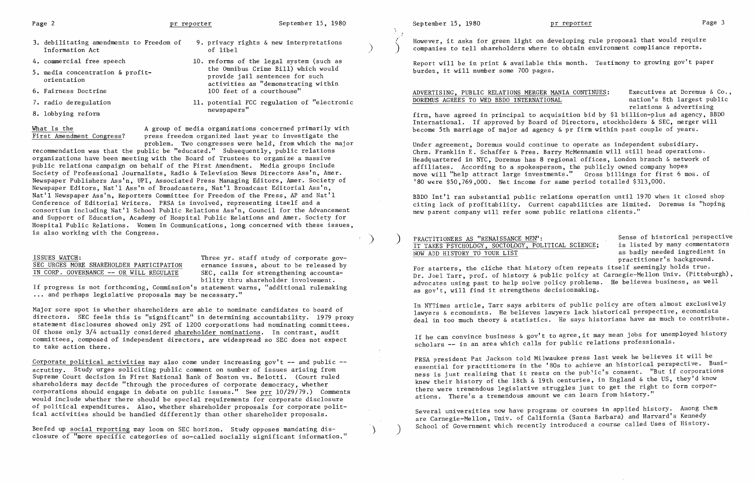3. debilitating amendments to Freedom of Information Act
4. commercial free speech
5. media concentration & profit-orientation
6. Fairness Doctrine
7. radio deregulation
8. lobbying reform
9. privacy rights & new interpretations of libel
10. reforms of the legal system (such as the Omnibus Crime Bill) which would provide jail sentences for such activities as "demonstrating within 100 feet of a courthouse"
11. potential FCC regulation of "electronic newspapers"

What Is the First Amendment Congress? A group of media organizations concerned primarily with press freedom organized last year to investigate the problem. Two congresses were held, from which the major recommendation was that the public be "educated." Subsequently, public relations organizations have been meeting with the Board of Trustees to organize a massive public relations campaign on behalf of the First Amendment. Media groups include Society of Professional Journalists, Radio & Television News Directors Ass'n, Amer. Newspaper Publishers Ass'n, UPI, Associated Press Managing Editors, Amer. Society of Newspaper Editors, Nat'l Ass'n of Broadcasters, Nat'l Broadcast Editorial Ass'n, Nat'l Newspaper Ass'n, Reporters Committee for Freedom of the Press, AP and Nat'l Conference of Editorial Writers. PRSA is involved, representing itself and a consortium including Nat'l School Public Relations Ass'n, Council for the Advancement and Support of Education, Academy of Hospital Public Relations and Amer. Society for Hospital Public Relations. Women In Communications, long concerned with these issues, is also working with the Congress.

## ISSUES WATCH: SEC URGES MORE SHAREHOLDER PARTICIPATION IN CORP. GOVERNANCE -- OR WILL REGULATE

Three yr. staff study of corporate governance issues, about to be released by SEC, calls for strengthening accountability thru shareholder involvement. If progress is not forthcoming, Commission's statement warns, "additional rulemaking ... and perhaps legislative proposals may be necessary."

Major sore spot is whether shareholders are able to nominate candidates to board of directors. SEC feels this is "significant" in determining accountability. 1979 proxy statement disclosures showed only 29% of 1200 corporations had nominating committees. Of those only 3/4 actually considered shareholder nominations. In contrast, audit committees, composed of independent directors, are widespread so SEC does not expect to take action there.

Corporate political activities may also come under increasing gov't -- and public -- scrutiny. Study urges soliciting public comment on number of issues arising from Supreme Court decision in First National Bank of Boston vs. Belotti. (Court ruled shareholders may decide "through the procedures of corporate democracy, whether corporations should engage in debate on public issues." See prr 10/29/79.) Comments would include whether there should be special requirements for corporate disclosure of political expenditures. Also, whether shareholder proposals for corporate political activities should be handled differently than other shareholder proposals.

Beefed up social reporting may loom on SEC horizon. Study opposes mandating disclosure of "more specific categories of so-called socially significant information." However, it asks for green light on developing rule proposal that would require companies to tell shareholders where to obtain environment compliance reports.

Report will be in print & available this month. Testimony to growing gov't paper burden, it will number some 700 pages.

## ADVERTISING, PUBLIC RELATIONS MERGER MANIA CONTINUES: DOREMUS AGREES TO WED BBDO INTERNATIONAL

Executives at Doremus & Co., nation's 8th largest public relations & advertising firm, have agreed in principal to acquisition bid by $1 billion-plus ad agency, BBDO International. If approved by Board of Directors, stockholders & SEC, merger will become 5th marriage of major ad agency & pr firm within past couple of years.

Under agreement, Doremus would continue to operate as independent subsidiary. Chrm. Franklin E. Schaffer & Pres. Barry McMennamin will still head operations. Headquartered in NYC, Doremus has 8 regional offices, London branch & network of affiliates. According to a spokesperson, the publicly owned company hopes move will "help attract large investments." Gross billings for first 6 mos. of '80 were $50,769,000. Net income for same period totalled $313,000.

BBDO Int'l ran substantial public relations operation until 1970 when it closed shop citing lack of profitability. Current capabilities are limited. Doremus is "hoping new parent company will refer some public relations clients."

## PRACTITIONERS AS "RENAISSANCE MEN": IT TAKES PSYCHOLOGY, SOCIOLOGY, POLITICAL SCIENCE; NOW ADD HISTORY TO YOUR LIST

Sense of historical perspective is listed by many commentators as badly needed ingredient in practitioner's background. For starters, the cliche that history often repeats itself seemingly holds true. Dr. Joel Tarr, prof. of history & public policy at Carnegie-Mellon Univ. (Pittsburgh), advocates using past to help solve policy problems. He believes business, as well as gov't, will find it strengthens decisionmaking.

In NYTimes article, Tarr says arbiters of public policy are often almost exclusively lawyers & economists. He believes lawyers lack historical perspective, economists deal in too much theory & statistics. He says historians have as much to contribute.

If he can convince business & gov't to agree, it may mean jobs for unemployed history scholars -- in an area which calls for public relations professionals.

PRSA president Pat Jackson told Milwaukee press last week he believes it will be essential for practitioners in the '80s to achieve an historical perspective. "Business is just realizing that it rests on the public's consent. "But if corporations knew their history of the 18th & 19th centuries, in England & the US, they'd know there were tremendous legislative struggles just to get the right to form corporations. There's a tremendous amount we can learn from history."

Several universities now have programs or courses in applied history. Among them are Carnegie-Mellon, Univ. of California (Santa Barbara) and Harvard's Kennedy School of Government which recently introduced a course called Uses of History.